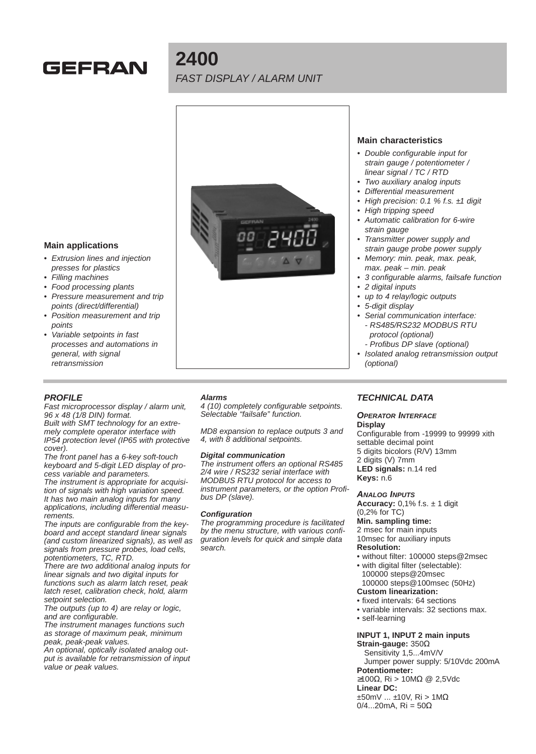GEFRAN

# 2400

*FAST DISPLAY / ALARM UNIT*

### Main applications

- *Extrusion lines and injection presses for plastics*
- *Filling machines*
- *Food processing plants*
- *Pressure measurement and trip points (direct/differential)*
- *Position measurement and trip points*
- *Variable setpoints in fast processes and automations in general, with signal retransmission*

### Main characteristics

- *Double configurable input for strain gauge / potentiometer / linear signal / TC / RTD*
- *Two auxiliary analog inputs*
- *Differential measurement*
- *High precision: 0.1 % f.s. ±1 digit*
- *High tripping speed*
- *Automatic calibration for 6-wire strain gauge*
- *Transmitter power supply and strain gauge probe power supply*
- *Memory: min. peak, max. peak, max. peak – min. peak*
- *3 configurable alarms, failsafe function*
- *2 digital inputs*
- *up to 4 relay/logic outputs*
- *5-digit display*
- *Serial communication interface:*
  - *RS485/RS232 MODBUS RTU protocol (optional)*
  - *Profibus DP slave (optional)*
- *Isolated analog retransmission output (optional)*

## *PROFILE*

*Fast microprocessor display / alarm unit, 96 x 48 (1/8 DIN) format.*
*Built with SMT technology for an extremely complete operator interface with IP54 protection level (IP65 with protective cover).*
*The front panel has a 6-key soft-touch keyboard and 5-digit LED display of process variable and parameters.*
*The instrument is appropriate for acquisition of signals with high variation speed. It has two main analog inputs for many applications, including differential measurements.*
*The inputs are configurable from the keyboard and accept standard linear signals (and custom linearized signals), as well as signals from pressure probes, load cells, potentiometers, TC, RTD.*
*There are two additional analog inputs for linear signals and two digital inputs for functions such as alarm latch reset, peak latch reset, calibration check, hold, alarm setpoint selection.*
*The outputs (up to 4) are relay or logic, and are configurable.*
*The instrument manages functions such as storage of maximum peak, minimum peak, peak-peak values.*
*An optional, optically isolated analog output is available for retransmission of input value or peak values.*

#### *Alarms*

*4 (10) completely configurable setpoints. Selectable "failsafe" function.*

*MD8 expansion to replace outputs 3 and 4, with 8 additional setpoints.*

#### *Digital communication*

*The instrument offers an optional RS485 2/4 wire / RS232 serial interface with MODBUS RTU protocol for access to instrument parameters, or the option Profibus DP (slave).*

#### *Configuration*

*The programming procedure is facilitated by the menu structure, with various configuration levels for quick and simple data search.*

## *TECHNICAL DATA*

#### *OPERATOR INTERFACE*

**Display**
Configurable from -19999 to 99999 xith settable decimal point
5 digits bicolors (R/V) 13mm
2 digits (V) 7mm
**LED signals:** n.14 red
**Keys:** n.6

#### *ANALOG INPUTS*

**Accuracy:** 0,1% f.s. ± 1 digit (0,2% for TC)
**Min. sampling time:**
2 msec for main inputs
10msec for auxiliary inputs
**Resolution:**
- without filter: 100000 steps@2msec
- with digital filter (selectable):
  100000 steps@20msec
  100000 steps@100msec (50Hz)

**Custom linearization:**
- fixed intervals: 64 sections
- variable intervals: 32 sections max.
- self-learning

**INPUT 1, INPUT 2 main inputs**
**Strain-gauge:** 350Ω
Sensitivity 1,5...4mV/V
Jumper power supply: 5/10Vdc 200mA
**Potentiometer:**
≥100Ω, Ri > 10MΩ @ 2,5Vdc
**Linear DC:**
±50mV ... ±10V, Ri > 1MΩ
0/4...20mA, Ri = 50Ω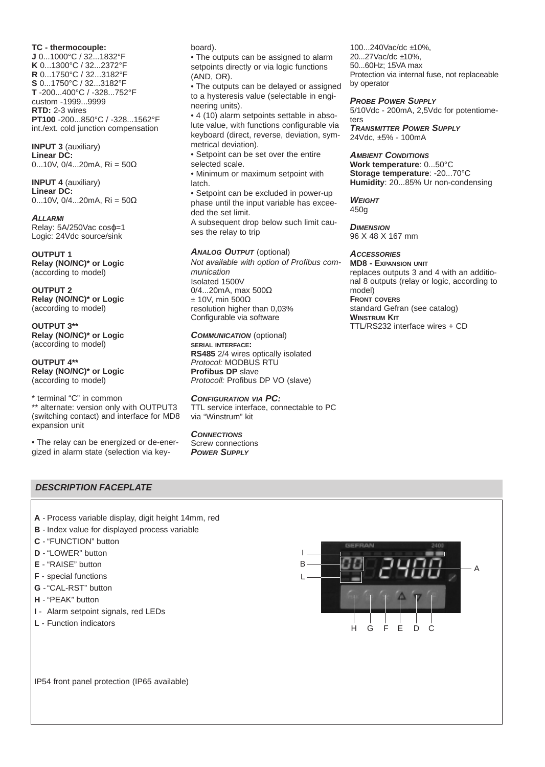**TC - thermocouple:**
**J** 0...1000°C / 32...1832°F
**K** 0...1300°C / 32...2372°F
**R** 0...1750°C / 32...3182°F
**S** 0...1750°C / 32...3182°F
**T** -200...400°C / -328...752°F
custom -1999...9999
**RTD:** 2-3 wires
**PT100** -200...850°C / -328...1562°F
int./ext. cold junction compensation

**INPUT 3** (auxiliary)
**Linear DC:**
0...10V, 0/4...20mA, Ri = 50Ω

**INPUT 4** (auxiliary)
**Linear DC:**
0...10V, 0/4...20mA, Ri = 50Ω

***ALLARMI***
Relay: 5A/250Vac cosϕ=1
Logic: 24Vdc source/sink

**OUTPUT 1**
**Relay (NO/NC)* or Logic**
(according to model)

**OUTPUT 2**
**Relay (NO/NC)* or Logic**
(according to model)

**OUTPUT 3****
**Relay (NO/NC)* or Logic**
(according to model)

**OUTPUT 4****
**Relay (NO/NC)* or Logic**
(according to model)

* terminal “C” in common
** alternate: version only with OUTPUT3 (switching contact) and interface for MD8 expansion unit

- The relay can be energized or de-energized in alarm state (selection via keyboard).
- The outputs can be assigned to alarm setpoints directly or via logic functions (AND, OR).
- The outputs can be delayed or assigned to a hysteresis value (selectable in engineering units).
- 4 (10) alarm setpoints settable in absolute value, with functions configurable via keyboard (direct, reverse, deviation, symmetrical deviation).
- Setpoint can be set over the entire selected scale.
- Minimum or maximum setpoint with latch.
- Setpoint can be excluded in power-up phase until the input variable has exceeded the set limit.

A subsequent drop below such limit causes the relay to trip

***ANALOG OUTPUT*** (optional)
*Not available with option of Profibus communication*
Isolated 1500V
0/4...20mA, max 500Ω
± 10V, min 500Ω
resolution higher than 0,03%
Configurable via software

***COMMUNICATION*** (optional)
**SERIAL INTERFACE:**
**RS485** 2/4 wires optically isolated
*Protocol:* MODBUS RTU
**Profibus DP** slave
*Protocoll:* Profibus DP VO (slave)

***CONFIGURATION VIA PC:***
TTL service interface, connectable to PC via “Winstrum” kit

***CONNECTIONS***
Screw connections

***POWER SUPPLY***
100...240Vac/dc ±10%,
20...27Vac/dc ±10%,
50...60Hz; 15VA max
Protection via internal fuse, not replaceable by operator

***PROBE POWER SUPPLY***
5/10Vdc - 200mA, 2,5Vdc for potentiometers

***TRANSMITTER POWER SUPPLY***
24Vdc, ±5% - 100mA

***AMBIENT CONDITIONS***
**Work temperature**: 0...50°C
**Storage temperature**: -20...70°C
**Humidity**: 20...85% Ur non-condensing

***WEIGHT***
450g

***DIMENSION***
96 X 48 X 167 mm

***ACCESSORIES***
**MD8 - EXPANSION UNIT**
replaces outputs 3 and 4 with an additional 8 outputs (relay or logic, according to model)
**FRONT COVERS**
standard Gefran (see catalog)
**WINSTRUM KIT**
TTL/RS232 interface wires + CD

## DESCRIPTION FACEPLATE

**A** - Process variable display, digit height 14mm, red
**B** - Index value for displayed process variable
**C** - “FUNCTION” button
**D** - “LOWER” button
**E** - “RAISE” button
**F** - special functions
**G** - “CAL-RST” button
**H** - “PEAK” button
**I** - Alarm setpoint signals, red LEDs
**L** - Function indicators

I
B
L
A
H G F E D C

IP54 front panel protection (IP65 available)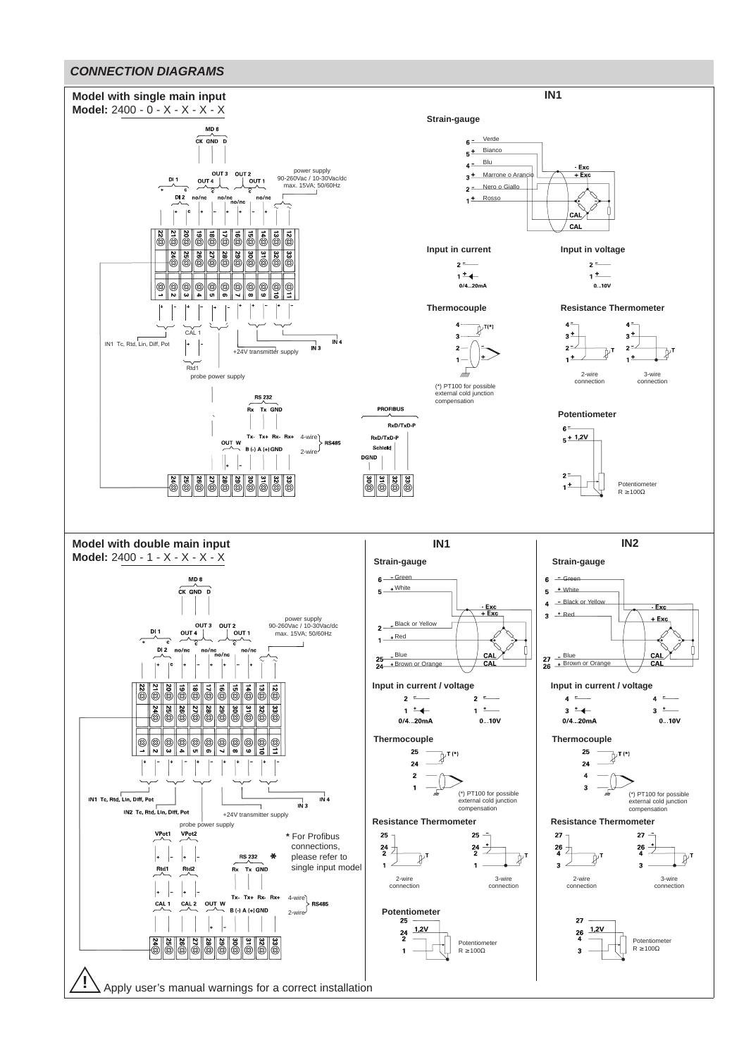## *CONNECTION DIAGRAMS*

### Model with single main input

**Model:** 2400 - 0 - X - X - X - X

MD 8
CK GND D

DI 1
OUT 4
OUT 3
OUT 2
OUT 1
DI 2
no/nc
no/nc
no/nc
no/nc

power supply
90-260Vac / 10-30Vac/dc
max. 15VA; 50/60Hz

22 21 20 19 18 17 16 15 14 13 12
24 25 26 27 28 29 30 31 32 33
1 2 3 4 5 6 7 8 9 10 11

CAL 1
IN1 Tc, Rtd, Lin, Diff, Pot
IN 3
IN 4
+24V transmitter supply
Rtd1
probe power supply

RS 232
Rx Tx GND

Tx- Tx+ Rx- Rx+ 4-wire
OUT W
B (-) A (+) GND
2-wire
RS485

24 25 26 27 28 29 30 31 32 33

PROFIBUS
RxD/TxD-P
RxD/TxD-P
Schield
DGND
30 31 32 33

#### IN1

**Strain-gauge**

6 - Verde
5 + Bianco
4 - Blu
3 + Marrone o Arancio
2 - Nero o Giallo
1 + Rosso
- Exc
+ Exc
CAL
CAL

**Input in current**

2 -
1 +
0/4...20mA

**Input in voltage**

2 -
1 +
0...10V

**Thermocouple**

4
3
2
1
T(*)

(*) PT100 for possible external cold junction compensation

**Resistance Thermometer**

4 -
3 +
2 -
1 +
T
2-wire connection
3-wire connection

**Potentiometer**

6 -
5 + 1,2V
2 -
1 +
Potentiometer
R ≥100Ω

### Model with double main input

**Model:** 2400 - 1 - X - X - X - X

MD 8
CK GND D

power supply
90-260Vac / 10-30Vac/dc
max. 15VA; 50/60Hz

DI 1
OUT 4
OUT 3
OUT 2
OUT 1
DI 2
no/nc
no/nc
no/nc
no/nc

22 21 20 19 18 17 16 15 14 13 12
24 25 26 27 28 29 30 31 32 33
1 2 3 4 5 6 7 8 9 10 11

IN1 Tc, Rtd, Lin, Diff, Pot
IN2 Tc, Rtd, Lin, Diff, Pot
IN 3
IN 4
+24V transmitter supply
probe power supply

VPot1 VPot2
Rtd1 Rtd2
CAL 1 CAL 2 OUT W

RS 232
Rx Tx GND

Tx- Tx+ Rx- Rx+ 4-wire
B (-) A (+) GND 2-wire
RS485

24 25 26 27 28 29 30 31 32 33

* For Profibus connections, please refer to single input model

#### IN1

**Strain-gauge**

6 - Green
5 + White
2 - Black or Yellow
1 + Red
25 - Blue
24 + Brown or Orange
- Exc
+ Exc
CAL
CAL

**Input in current / voltage**

2 -
1 +
0/4...20mA

2 -
1 +
0...10V

**Thermocouple**

25
24
2
1
T (*)

(*) PT100 for possible external cold junction compensation

**Resistance Thermometer**

25
24
2
1
T
2-wire connection

25 -
24 +
2
1
T
3-wire connection

**Potentiometer**

25
24
2
1,2V
1
Potentiometer
R ≥100Ω

#### IN2

**Strain-gauge**

6 - Green
5 + White
4 - Black or Yellow
3 + Red
27 - Blue
26 + Brown or Orange
- Exc
+ Exc
CAL
CAL

**Input in current / voltage**

4 -
3 +
0/4...20mA

4 -
3 +
0...10V

**Thermocouple**

25
24
4
3
T (*)

(*) PT100 for possible external cold junction compensation

**Resistance Thermometer**

27
26
4
3
T
2-wire connection

27 -
26 +
4
3
T
3-wire connection

27
26
4
1,2V
3
Potentiometer
R ≥100Ω

**!** Apply user's manual warnings for a correct installation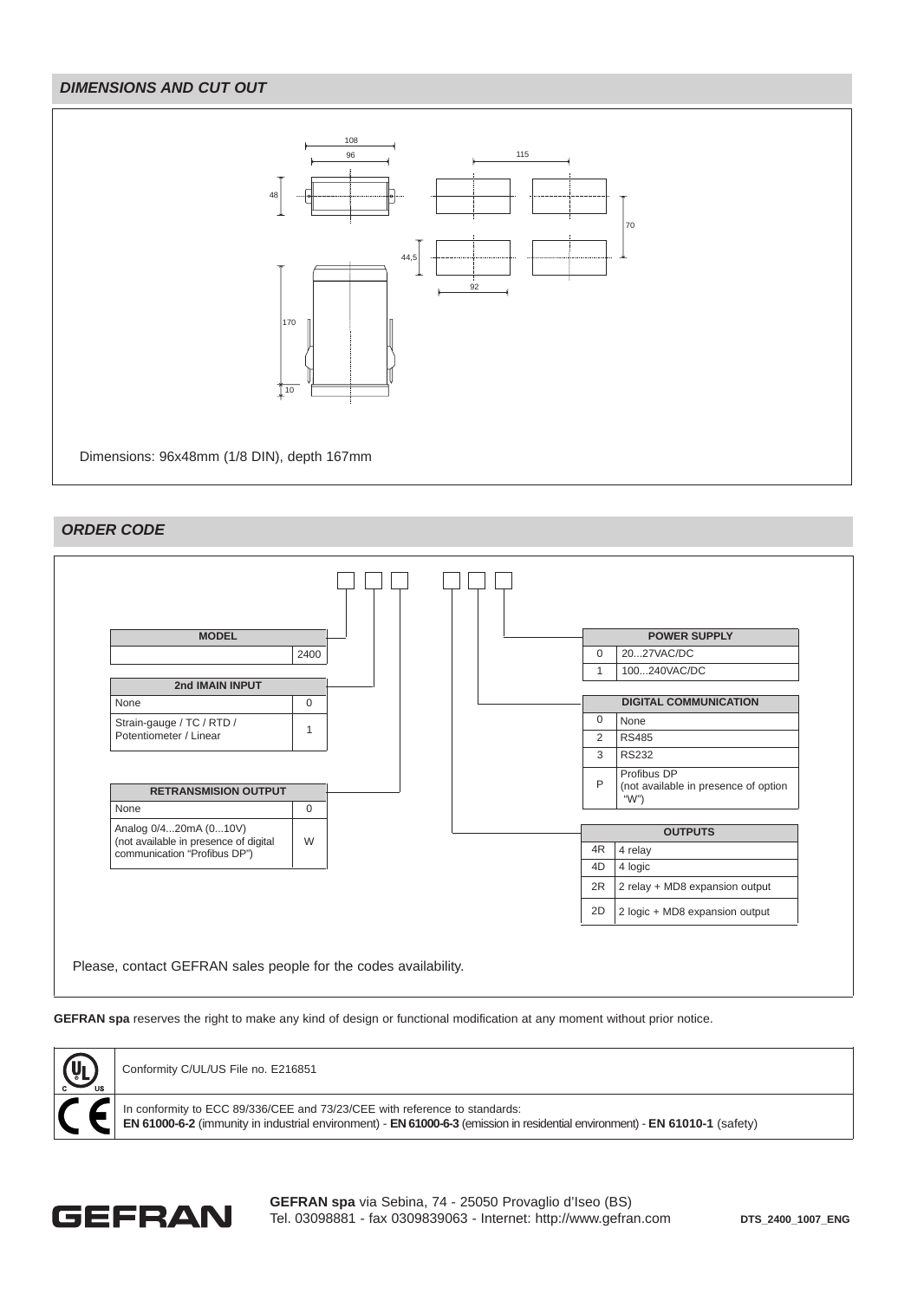## DIMENSIONS AND CUT OUT

108
96
115
48
70
44,5
92
170
10

Dimensions: 96x48mm (1/8 DIN), depth 167mm

## ORDER CODE

| MODEL | |
|---|---|
| | 2400 |

| 2nd IMAIN INPUT | |
|---|---|
| None | 0 |
| Strain-gauge / TC / RTD / Potentiometer / Linear | 1 |

| RETRANSMISION OUTPUT | |
|---|---|
| None | 0 |
| Analog 0/4...20mA (0...10V) (not available in presence of digital communication "Profibus DP") | W |

| POWER SUPPLY | |
|---|---|
| 0 | 20...27VAC/DC |
| 1 | 100...240VAC/DC |

| DIGITAL COMMUNICATION | |
|---|---|
| 0 | None |
| 2 | RS485 |
| 3 | RS232 |
| P | Profibus DP (not available in presence of option "W") |

| OUTPUTS | |
|---|---|
| 4R | 4 relay |
| 4D | 4 logic |
| 2R | 2 relay + MD8 expansion output |
| 2D | 2 logic + MD8 expansion output |

Please, contact GEFRAN sales people for the codes availability.

**GEFRAN spa** reserves the right to make any kind of design or functional modification at any moment without prior notice.

Conformity C/UL/US File no. E216851

In conformity to ECC 89/336/CEE and 73/23/CEE with reference to standards:
**EN 61000-6-2** (immunity in industrial environment) - **EN 61000-6-3** (emission in residential environment) - **EN 61010-1** (safety)

**GEFRAN spa** via Sebina, 74 - 25050 Provaglio d'Iseo (BS)
Tel. 03098881 - fax 0309839063 - Internet: http://www.gefran.com

DTS_2400_1007_ENG